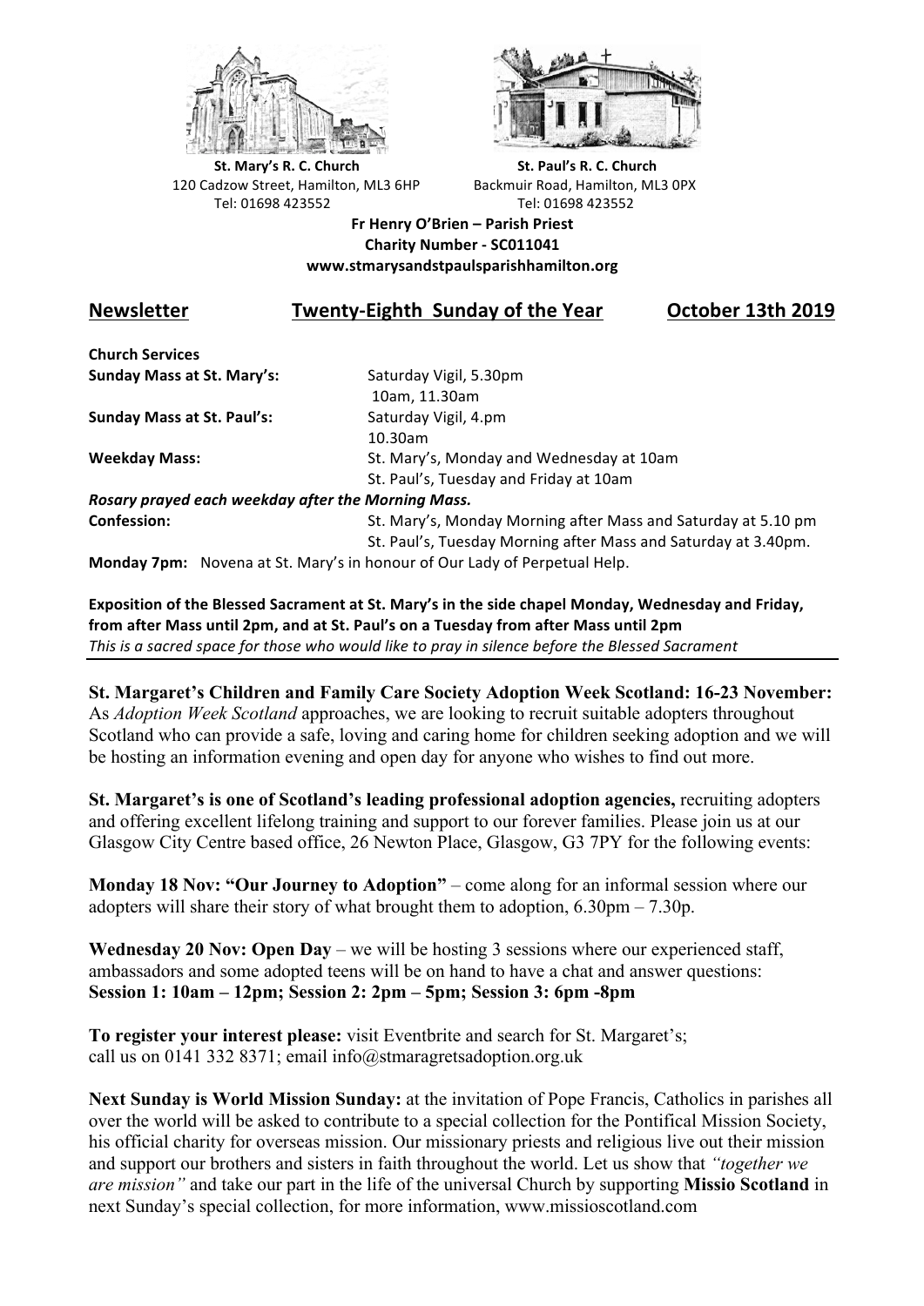**St. Mary's R. C. Church**
120 Cadzow Street, Hamilton, ML3 6HP
Tel: 01698 423552

**St. Paul's R. C. Church**
Backmuir Road, Hamilton, ML3 0PX
Tel: 01698 423552

**Fr Henry O'Brien – Parish Priest**
**Charity Number - SC011041**
**www.stmarysandstpaulsparishhamilton.org**

## Newsletter Twenty-Eighth Sunday of the Year October 13th 2019

| **Church Services** | |
|---|---|
| **Sunday Mass at St. Mary's:** | Saturday Vigil, 5.30pm<br>10am, 11.30am |
| **Sunday Mass at St. Paul's:** | Saturday Vigil, 4.pm<br>10.30am |
| **Weekday Mass:** | St. Mary's, Monday and Wednesday at 10am<br>St. Paul's, Tuesday and Friday at 10am |
| ***Rosary prayed each weekday after the Morning Mass.*** | |
| **Confession:** | St. Mary's, Monday Morning after Mass and Saturday at 5.10 pm<br>St. Paul's, Tuesday Morning after Mass and Saturday at 3.40pm. |

**Monday 7pm:** Novena at St. Mary's in honour of Our Lady of Perpetual Help.

**Exposition of the Blessed Sacrament at St. Mary's in the side chapel Monday, Wednesday and Friday, from after Mass until 2pm, and at St. Paul's on a Tuesday from after Mass until 2pm**
*This is a sacred space for those who would like to pray in silence before the Blessed Sacrament*

---

**St. Margaret's Children and Family Care Society Adoption Week Scotland: 16-23 November:** As *Adoption Week Scotland* approaches, we are looking to recruit suitable adopters throughout Scotland who can provide a safe, loving and caring home for children seeking adoption and we will be hosting an information evening and open day for anyone who wishes to find out more.

**St. Margaret's is one of Scotland's leading professional adoption agencies,** recruiting adopters and offering excellent lifelong training and support to our forever families. Please join us at our Glasgow City Centre based office, 26 Newton Place, Glasgow, G3 7PY for the following events:

**Monday 18 Nov: "Our Journey to Adoption"** – come along for an informal session where our adopters will share their story of what brought them to adoption, 6.30pm – 7.30p.

**Wednesday 20 Nov: Open Day** – we will be hosting 3 sessions where our experienced staff, ambassadors and some adopted teens will be on hand to have a chat and answer questions:
**Session 1: 10am – 12pm; Session 2: 2pm – 5pm; Session 3: 6pm -8pm**

**To register your interest please:** visit Eventbrite and search for St. Margaret's; call us on 0141 332 8371; email info@stmaragretsadoption.org.uk

**Next Sunday is World Mission Sunday:** at the invitation of Pope Francis, Catholics in parishes all over the world will be asked to contribute to a special collection for the Pontifical Mission Society, his official charity for overseas mission. Our missionary priests and religious live out their mission and support our brothers and sisters in faith throughout the world. Let us show that *"together we are mission"* and take our part in the life of the universal Church by supporting **Missio Scotland** in next Sunday's special collection, for more information, www.missioscotland.com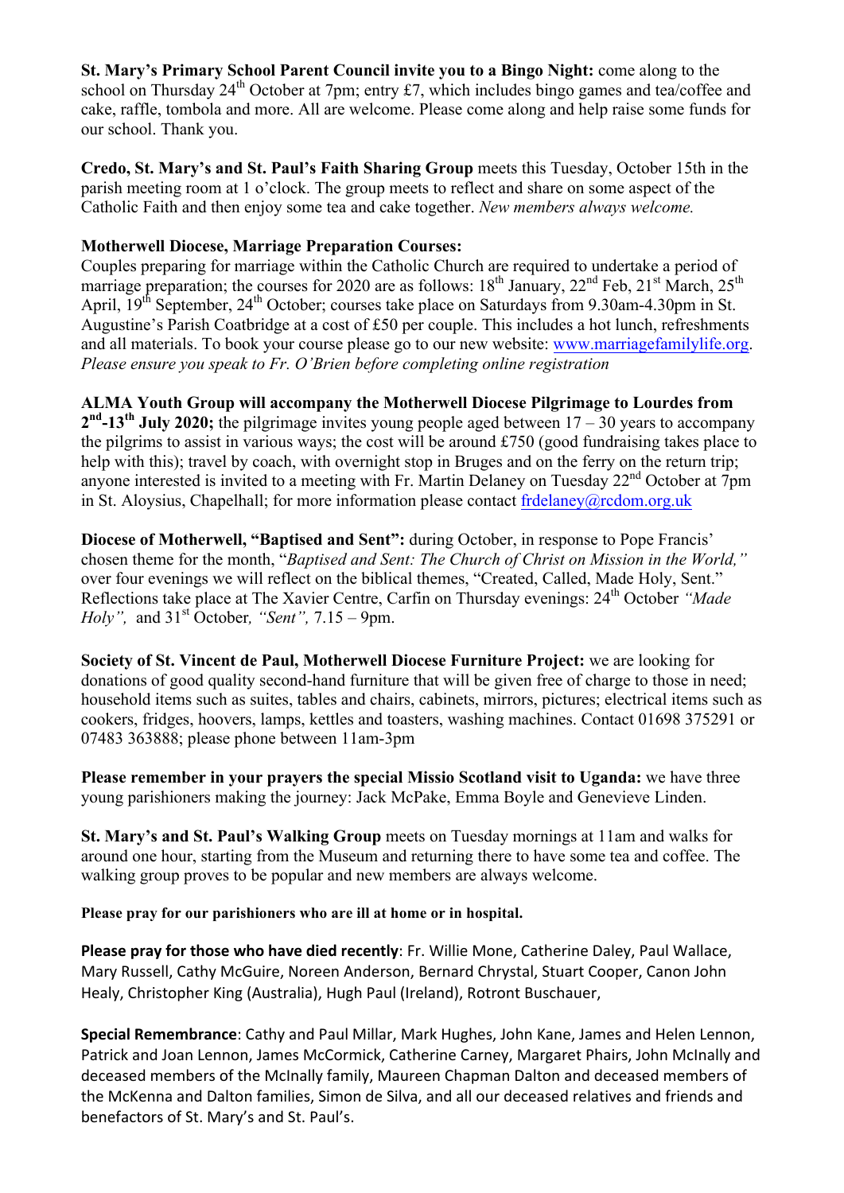**St. Mary's Primary School Parent Council invite you to a Bingo Night:** come along to the school on Thursday 24th October at 7pm; entry £7, which includes bingo games and tea/coffee and cake, raffle, tombola and more. All are welcome. Please come along and help raise some funds for our school. Thank you.

**Credo, St. Mary's and St. Paul's Faith Sharing Group** meets this Tuesday, October 15th in the parish meeting room at 1 o'clock. The group meets to reflect and share on some aspect of the Catholic Faith and then enjoy some tea and cake together. *New members always welcome.*

**Motherwell Diocese, Marriage Preparation Courses:**
Couples preparing for marriage within the Catholic Church are required to undertake a period of marriage preparation; the courses for 2020 are as follows: 18th January, 22nd Feb, 21st March, 25th April, 19th September, 24th October; courses take place on Saturdays from 9.30am-4.30pm in St. Augustine's Parish Coatbridge at a cost of £50 per couple. This includes a hot lunch, refreshments and all materials. To book your course please go to our new website: www.marriagefamilylife.org. *Please ensure you speak to Fr. O'Brien before completing online registration*

**ALMA Youth Group will accompany the Motherwell Diocese Pilgrimage to Lourdes from 2nd-13th July 2020;** the pilgrimage invites young people aged between 17 – 30 years to accompany the pilgrims to assist in various ways; the cost will be around £750 (good fundraising takes place to help with this); travel by coach, with overnight stop in Bruges and on the ferry on the return trip; anyone interested is invited to a meeting with Fr. Martin Delaney on Tuesday 22nd October at 7pm in St. Aloysius, Chapelhall; for more information please contact frdelaney@rcdom.org.uk

**Diocese of Motherwell, "Baptised and Sent":** during October, in response to Pope Francis' chosen theme for the month, "*Baptised and Sent: The Church of Christ on Mission in the World,"* over four evenings we will reflect on the biblical themes, "Created, Called, Made Holy, Sent." Reflections take place at The Xavier Centre, Carfin on Thursday evenings: 24th October *"Made Holy",* and 31st October*, "Sent",* 7.15 – 9pm.

**Society of St. Vincent de Paul, Motherwell Diocese Furniture Project:** we are looking for donations of good quality second-hand furniture that will be given free of charge to those in need; household items such as suites, tables and chairs, cabinets, mirrors, pictures; electrical items such as cookers, fridges, hoovers, lamps, kettles and toasters, washing machines. Contact 01698 375291 or 07483 363888; please phone between 11am-3pm

**Please remember in your prayers the special Missio Scotland visit to Uganda:** we have three young parishioners making the journey: Jack McPake, Emma Boyle and Genevieve Linden.

**St. Mary's and St. Paul's Walking Group** meets on Tuesday mornings at 11am and walks for around one hour, starting from the Museum and returning there to have some tea and coffee. The walking group proves to be popular and new members are always welcome.

**Please pray for our parishioners who are ill at home or in hospital.**

**Please pray for those who have died recently**: Fr. Willie Mone, Catherine Daley, Paul Wallace, Mary Russell, Cathy McGuire, Noreen Anderson, Bernard Chrystal, Stuart Cooper, Canon John Healy, Christopher King (Australia), Hugh Paul (Ireland), Rotront Buschauer,

**Special Remembrance**: Cathy and Paul Millar, Mark Hughes, John Kane, James and Helen Lennon, Patrick and Joan Lennon, James McCormick, Catherine Carney, Margaret Phairs, John McInally and deceased members of the McInally family, Maureen Chapman Dalton and deceased members of the McKenna and Dalton families, Simon de Silva, and all our deceased relatives and friends and benefactors of St. Mary's and St. Paul's.